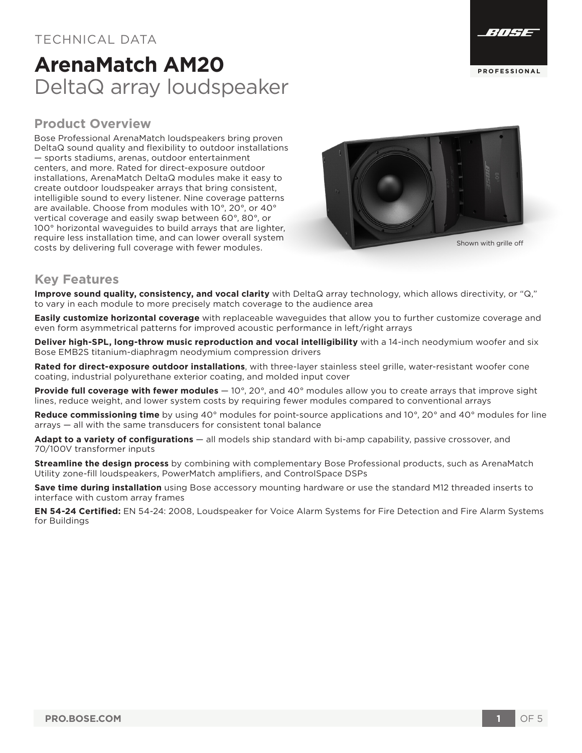TECHNICAL DATA

# ArenaMatch AM20
DeltaQ array loudspeaker

## Product Overview

Bose Professional ArenaMatch loudspeakers bring proven DeltaQ sound quality and flexibility to outdoor installations — sports stadiums, arenas, outdoor entertainment centers, and more. Rated for direct-exposure outdoor installations, ArenaMatch DeltaQ modules make it easy to create outdoor loudspeaker arrays that bring consistent, intelligible sound to every listener. Nine coverage patterns are available. Choose from modules with 10°, 20°, or 40° vertical coverage and easily swap between 60°, 80°, or 100° horizontal waveguides to build arrays that are lighter, require less installation time, and can lower overall system costs by delivering full coverage with fewer modules.

Shown with grille off

## Key Features

**Improve sound quality, consistency, and vocal clarity** with DeltaQ array technology, which allows directivity, or "Q," to vary in each module to more precisely match coverage to the audience area

**Easily customize horizontal coverage** with replaceable waveguides that allow you to further customize coverage and even form asymmetrical patterns for improved acoustic performance in left/right arrays

**Deliver high-SPL, long-throw music reproduction and vocal intelligibility** with a 14-inch neodymium woofer and six Bose EMB2S titanium-diaphragm neodymium compression drivers

**Rated for direct-exposure outdoor installations**, with three-layer stainless steel grille, water-resistant woofer cone coating, industrial polyurethane exterior coating, and molded input cover

**Provide full coverage with fewer modules** — 10°, 20°, and 40° modules allow you to create arrays that improve sight lines, reduce weight, and lower system costs by requiring fewer modules compared to conventional arrays

**Reduce commissioning time** by using 40° modules for point-source applications and 10°, 20° and 40° modules for line arrays — all with the same transducers for consistent tonal balance

**Adapt to a variety of configurations** — all models ship standard with bi-amp capability, passive crossover, and 70/100V transformer inputs

**Streamline the design process** by combining with complementary Bose Professional products, such as ArenaMatch Utility zone-fill loudspeakers, PowerMatch amplifiers, and ControlSpace DSPs

**Save time during installation** using Bose accessory mounting hardware or use the standard M12 threaded inserts to interface with custom array frames

**EN 54-24 Certified:** EN 54-24: 2008, Loudspeaker for Voice Alarm Systems for Fire Detection and Fire Alarm Systems for Buildings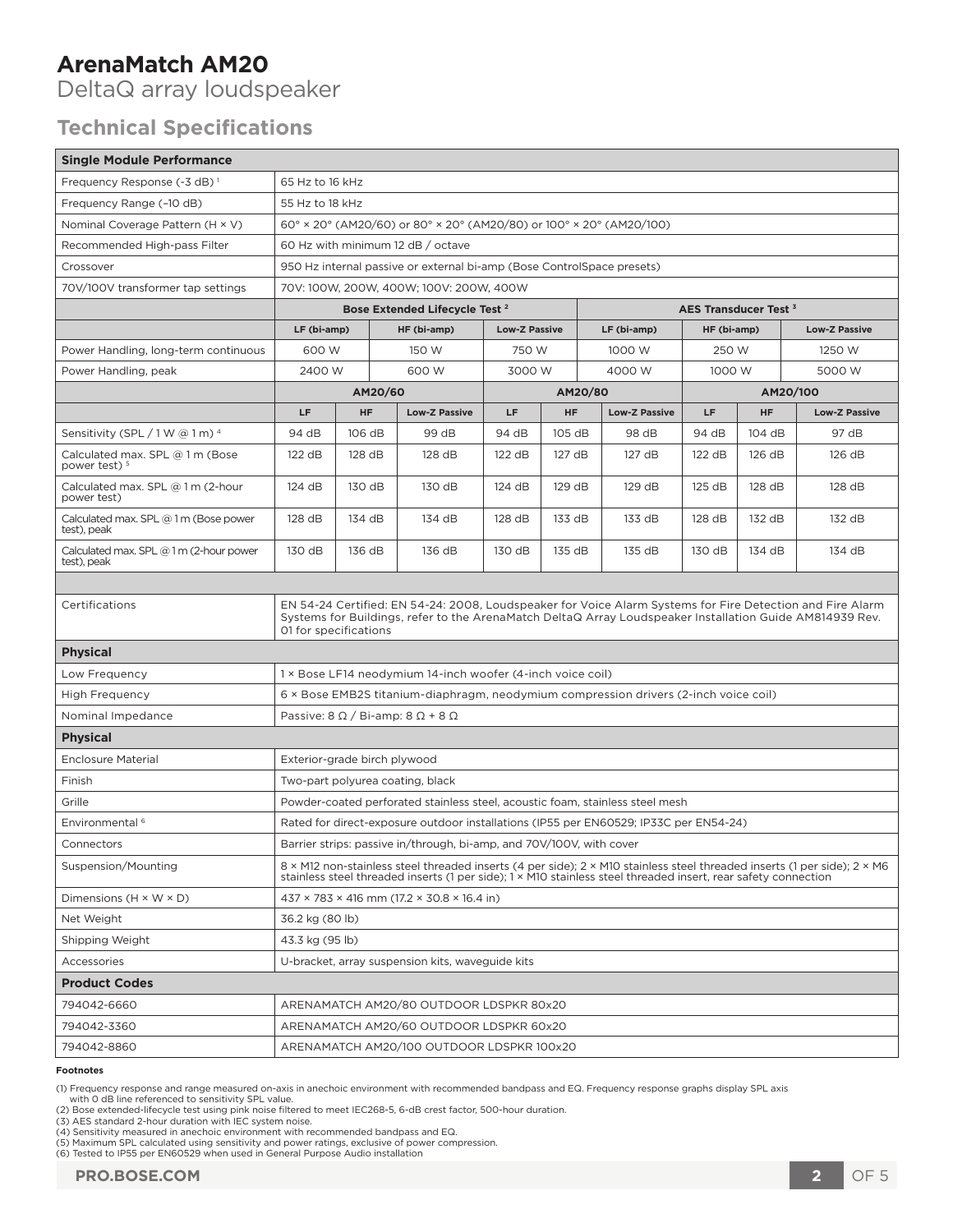# ArenaMatch AM20

DeltaQ array loudspeaker

## Technical Specifications

| Single Module Performance | | | | | | | | | |
|---|---|---|---|---|---|---|---|---|---|
| Frequency Response (-3 dB) [1] | 65 Hz to 16 kHz | | | | | | | | |
| Frequency Range (–10 dB) | 55 Hz to 18 kHz | | | | | | | | |
| Nominal Coverage Pattern (H × V) | 60° × 20° (AM20/60) or 80° × 20° (AM20/80) or 100° × 20° (AM20/100) | | | | | | | | |
| Recommended High-pass Filter | 60 Hz with minimum 12 dB / octave | | | | | | | | |
| Crossover | 950 Hz internal passive or external bi-amp (Bose ControlSpace presets) | | | | | | | | |
| 70V/100V transformer tap settings | 70V: 100W, 200W, 400W; 100V: 200W, 400W | | | | | | | | |

| | Bose Extended Lifecycle Test [2] | | | AES Transducer Test [3] | | |
|---|---|---|---|---|---|---|
| | LF (bi-amp) | HF (bi-amp) | Low-Z Passive | LF (bi-amp) | HF (bi-amp) | Low-Z Passive |
| Power Handling, long-term continuous | 600 W | 150 W | 750 W | 1000 W | 250 W | 1250 W |
| Power Handling, peak | 2400 W | 600 W | 3000 W | 4000 W | 1000 W | 5000 W |

| | AM20/60 | | | AM20/80 | | | AM20/100 | | |
|---|---|---|---|---|---|---|---|---|---|
| | LF | HF | Low-Z Passive | LF | HF | Low-Z Passive | LF | HF | Low-Z Passive |
| Sensitivity (SPL / 1 W @ 1 m) [4] | 94 dB | 106 dB | 99 dB | 94 dB | 105 dB | 98 dB | 94 dB | 104 dB | 97 dB |
| Calculated max. SPL @ 1 m (Bose power test) [5] | 122 dB | 128 dB | 128 dB | 122 dB | 127 dB | 127 dB | 122 dB | 126 dB | 126 dB |
| Calculated max. SPL @ 1 m (2-hour power test) | 124 dB | 130 dB | 130 dB | 124 dB | 129 dB | 129 dB | 125 dB | 128 dB | 128 dB |
| Calculated max. SPL @ 1 m (Bose power test), peak | 128 dB | 134 dB | 134 dB | 128 dB | 133 dB | 133 dB | 128 dB | 132 dB | 132 dB |
| Calculated max. SPL @ 1 m (2-hour power test), peak | 130 dB | 136 dB | 136 dB | 130 dB | 135 dB | 135 dB | 130 dB | 134 dB | 134 dB |

| | |
|---|---|
| Certifications | EN 54-24 Certified: EN 54-24: 2008, Loudspeaker for Voice Alarm Systems for Fire Detection and Fire Alarm Systems for Buildings, refer to the ArenaMatch DeltaQ Array Loudspeaker Installation Guide AM814939 Rev. 01 for specifications |
| **Physical** | |
| Low Frequency | 1 × Bose LF14 neodymium 14-inch woofer (4-inch voice coil) |
| High Frequency | 6 × Bose EMB2S titanium-diaphragm, neodymium compression drivers (2-inch voice coil) |
| Nominal Impedance | Passive: 8 Ω / Bi-amp: 8 Ω + 8 Ω |
| **Physical** | |
| Enclosure Material | Exterior-grade birch plywood |
| Finish | Two-part polyurea coating, black |
| Grille | Powder-coated perforated stainless steel, acoustic foam, stainless steel mesh |
| Environmental [6] | Rated for direct-exposure outdoor installations (IP55 per EN60529; IP33C per EN54-24) |
| Connectors | Barrier strips: passive in/through, bi-amp, and 70V/100V, with cover |
| Suspension/Mounting | 8 × M12 non-stainless steel threaded inserts (4 per side); 2 × M10 stainless steel threaded inserts (1 per side); 2 × M6 stainless steel threaded inserts (1 per side); 1 × M10 stainless steel threaded insert, rear safety connection |
| Dimensions (H × W × D) | 437 × 783 × 416 mm (17.2 × 30.8 × 16.4 in) |
| Net Weight | 36.2 kg (80 lb) |
| Shipping Weight | 43.3 kg (95 lb) |
| Accessories | U-bracket, array suspension kits, waveguide kits |
| **Product Codes** | |
| 794042-6660 | ARENAMATCH AM20/80 OUTDOOR LDSPKR 80x20 |
| 794042-3360 | ARENAMATCH AM20/60 OUTDOOR LDSPKR 60x20 |
| 794042-8860 | ARENAMATCH AM20/100 OUTDOOR LDSPKR 100x20 |

**Footnotes**

(1) Frequency response and range measured on-axis in anechoic environment with recommended bandpass and EQ. Frequency response graphs display SPL axis with 0 dB line referenced to sensitivity SPL value.
(2) Bose extended-lifecycle test using pink noise filtered to meet IEC268-5, 6-dB crest factor, 500-hour duration.
(3) AES standard 2-hour duration with IEC system noise.
(4) Sensitivity measured in anechoic environment with recommended bandpass and EQ.
(5) Maximum SPL calculated using sensitivity and power ratings, exclusive of power compression.
(6) Tested to IP55 per EN60529 when used in General Purpose Audio installation

PRO.BOSE.COM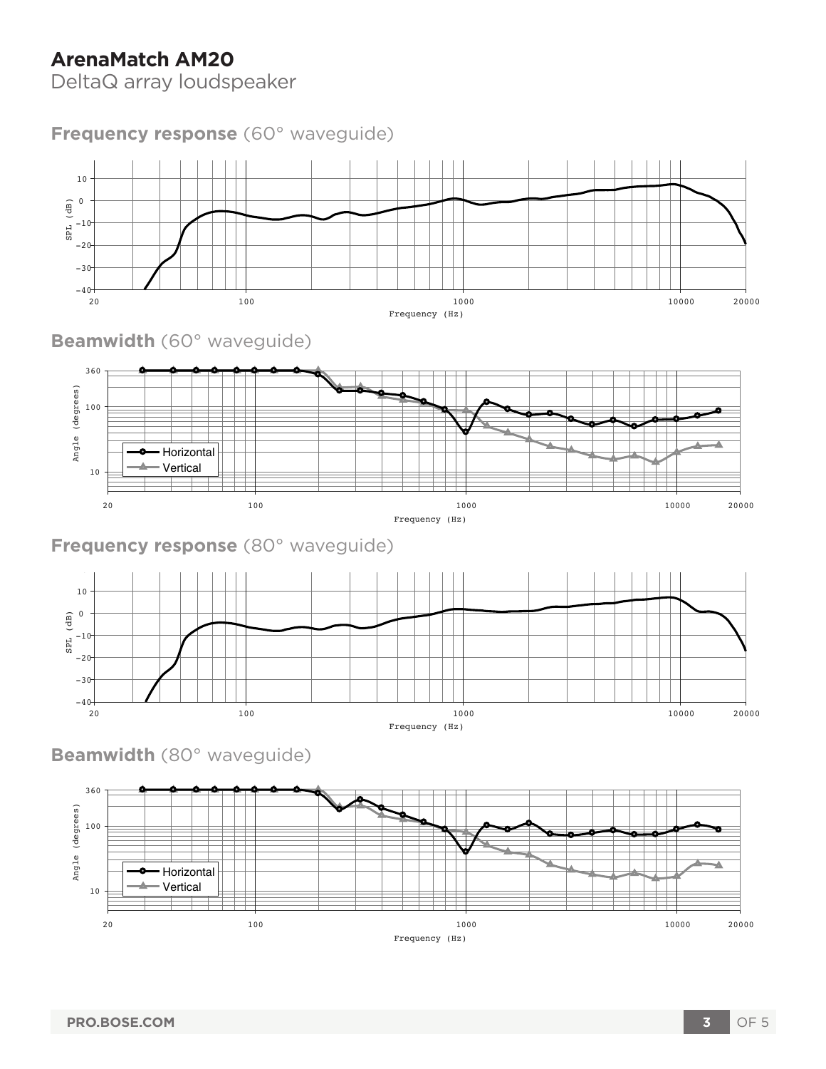# ArenaMatch AM20

DeltaQ array loudspeaker

## **Frequency response** (60° waveguide)

## **Beamwidth** (60° waveguide)

## **Frequency response** (80° waveguide)

## **Beamwidth** (80° waveguide)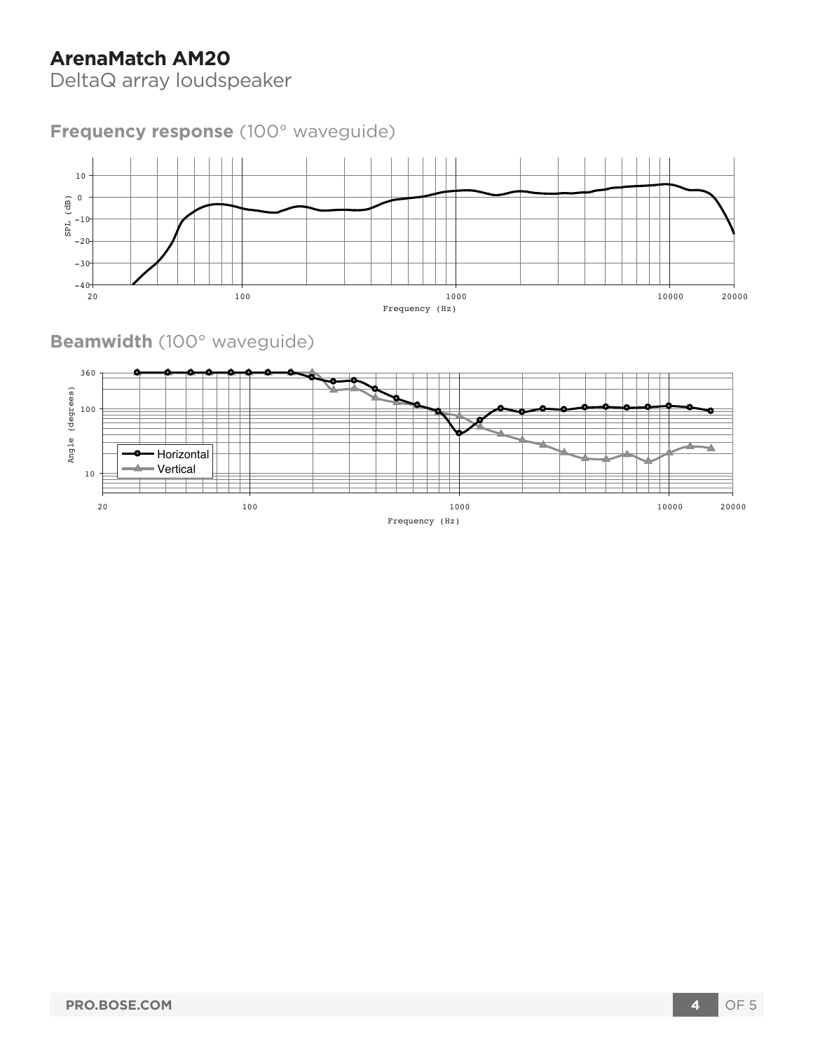# ArenaMatch AM20

DeltaQ array loudspeaker

## Frequency response (100° waveguide)

SPL (dB)

10
0
−10
−20
−30
−40

20 100 1000 10000 20000

Frequency (Hz)

## Beamwidth (100° waveguide)

Angle (degrees)

360
100
10

Horizontal
Vertical

20 100 1000 10000 20000

Frequency (Hz)

PRO.BOSE.COM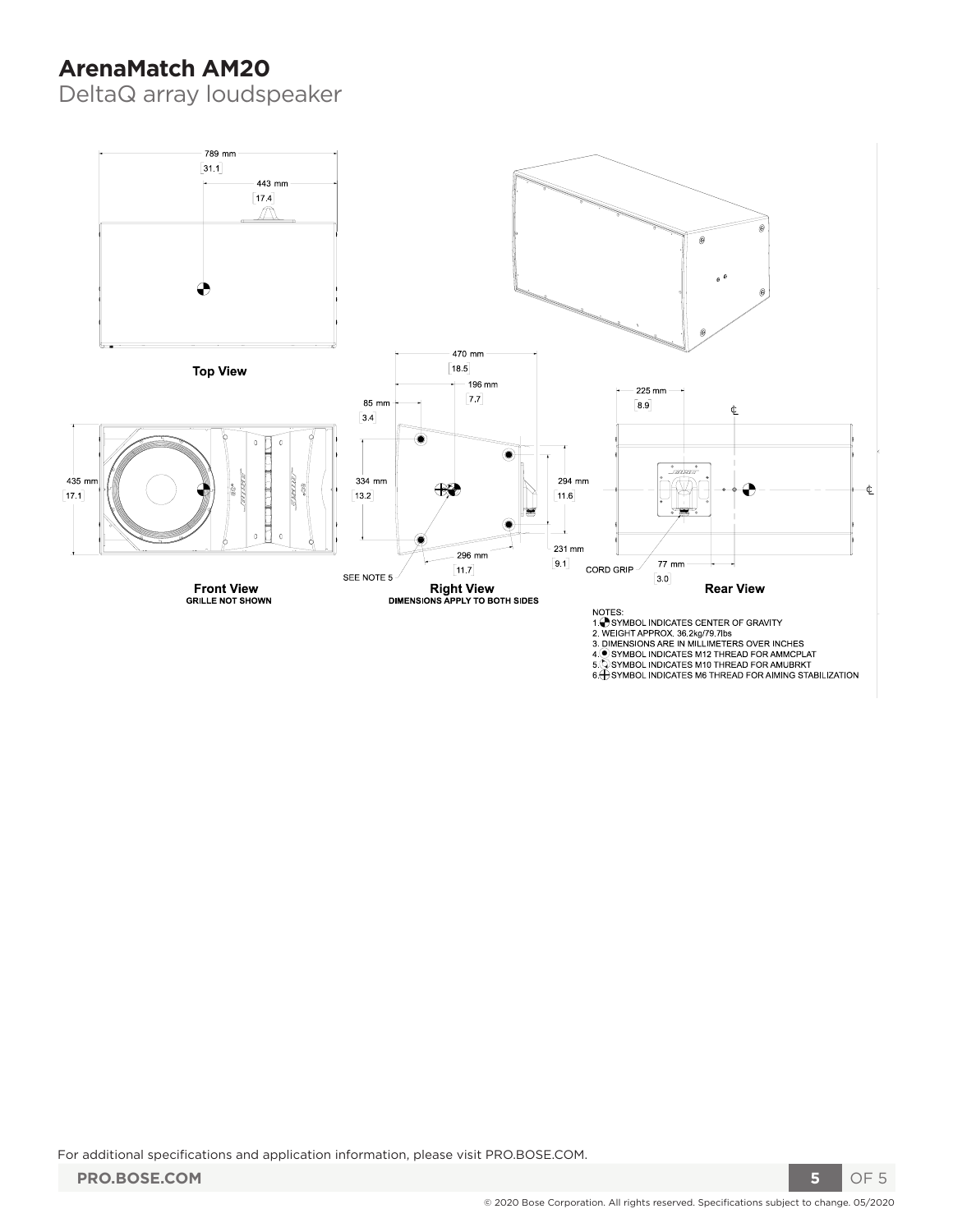# ArenaMatch AM20

DeltaQ array loudspeaker

789 mm
31.1

443 mm
17.4

Top View

470 mm
18.5

196 mm
7.7

85 mm
3.4

225 mm
8.9

435 mm
17.1

334 mm
13.2

294 mm
11.6

296 mm
11.7

231 mm
9.1

77 mm
3.0

SEE NOTE 5

CORD GRIP

Front View
GRILLE NOT SHOWN

Right View
DIMENSIONS APPLY TO BOTH SIDES

Rear View

NOTES:
1. SYMBOL INDICATES CENTER OF GRAVITY
2. WEIGHT APPROX. 36.2kg/79.7lbs
3. DIMENSIONS ARE IN MILLIMETERS OVER INCHES
4. SYMBOL INDICATES M12 THREAD FOR AMMCPLAT
5. SYMBOL INDICATES M10 THREAD FOR AMUBRKT
6. SYMBOL INDICATES M6 THREAD FOR AIMING STABILIZATION

For additional specifications and application information, please visit PRO.BOSE.COM.

© 2020 Bose Corporation. All rights reserved. Specifications subject to change. 05/2020